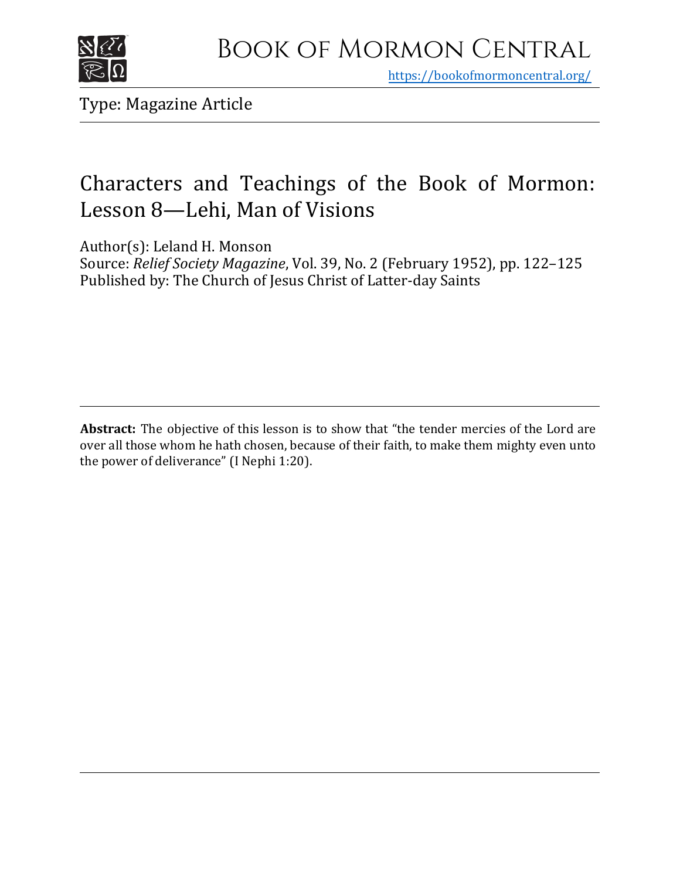Book of Mormon Central

https://bookofmormoncentral.org/

Type: Magazine Article

# Characters and Teachings of the Book of Mormon: Lesson 8—Lehi, Man of Visions

Author(s): Leland H. Monson
Source: *Relief Society Magazine*, Vol. 39, No. 2 (February 1952), pp. 122–125
Published by: The Church of Jesus Christ of Latter-day Saints

**Abstract:** The objective of this lesson is to show that "the tender mercies of the Lord are over all those whom he hath chosen, because of their faith, to make them mighty even unto the power of deliverance" (I Nephi 1:20).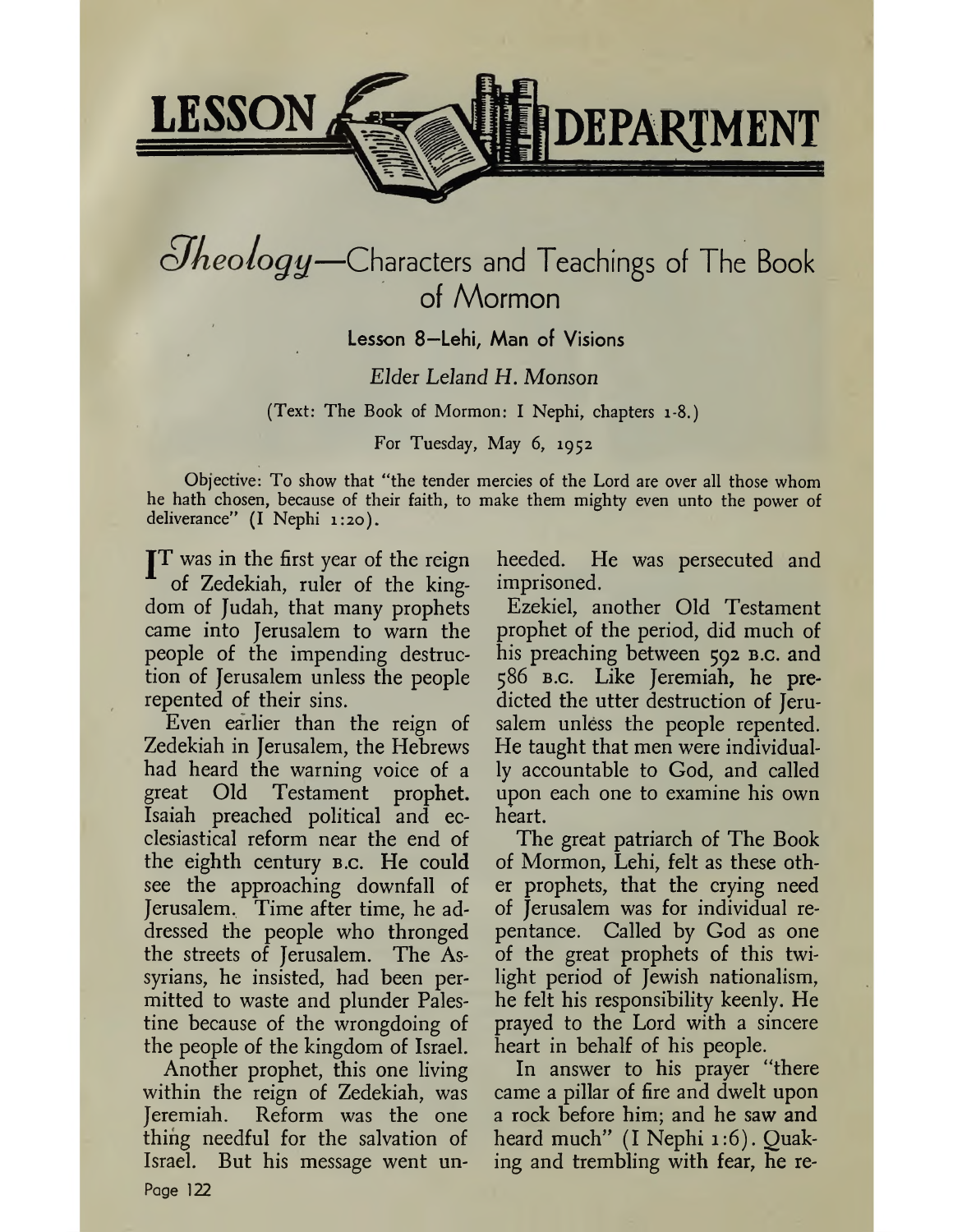# LESSON DEPARTMENT

## *Theology*—Characters and Teachings of The Book of Mormon

### Lesson 8—Lehi, Man of Visions

*Elder Leland H. Monson*

(Text: The Book of Mormon: I Nephi, chapters 1-8.)

For Tuesday, May 6, 1952

Objective: To show that "the tender mercies of the Lord are over all those whom he hath chosen, because of their faith, to make them mighty even unto the power of deliverance" (I Nephi 1:20).

IT was in the first year of the reign of Zedekiah, ruler of the kingdom of Judah, that many prophets came into Jerusalem to warn the people of the impending destruction of Jerusalem unless the people repented of their sins.

Even earlier than the reign of Zedekiah in Jerusalem, the Hebrews had heard the warning voice of a great Old Testament prophet. Isaiah preached political and ecclesiastical reform near the end of the eighth century B.C. He could see the approaching downfall of Jerusalem. Time after time, he addressed the people who thronged the streets of Jerusalem. The Assyrians, he insisted, had been permitted to waste and plunder Palestine because of the wrongdoing of the people of the kingdom of Israel.

Another prophet, this one living within the reign of Zedekiah, was Jeremiah. Reform was the one thing needful for the salvation of Israel. But his message went unheeded. He was persecuted and imprisoned.

Ezekiel, another Old Testament prophet of the period, did much of his preaching between 592 B.C. and 586 B.C. Like Jeremiah, he predicted the utter destruction of Jerusalem unless the people repented. He taught that men were individually accountable to God, and called upon each one to examine his own heart.

The great patriarch of The Book of Mormon, Lehi, felt as these other prophets, that the crying need of Jerusalem was for individual repentance. Called by God as one of the great prophets of this twilight period of Jewish nationalism, he felt his responsibility keenly. He prayed to the Lord with a sincere heart in behalf of his people.

In answer to his prayer "there came a pillar of fire and dwelt upon a rock before him; and he saw and heard much" (I Nephi 1:6). Quaking and trembling with fear, he re-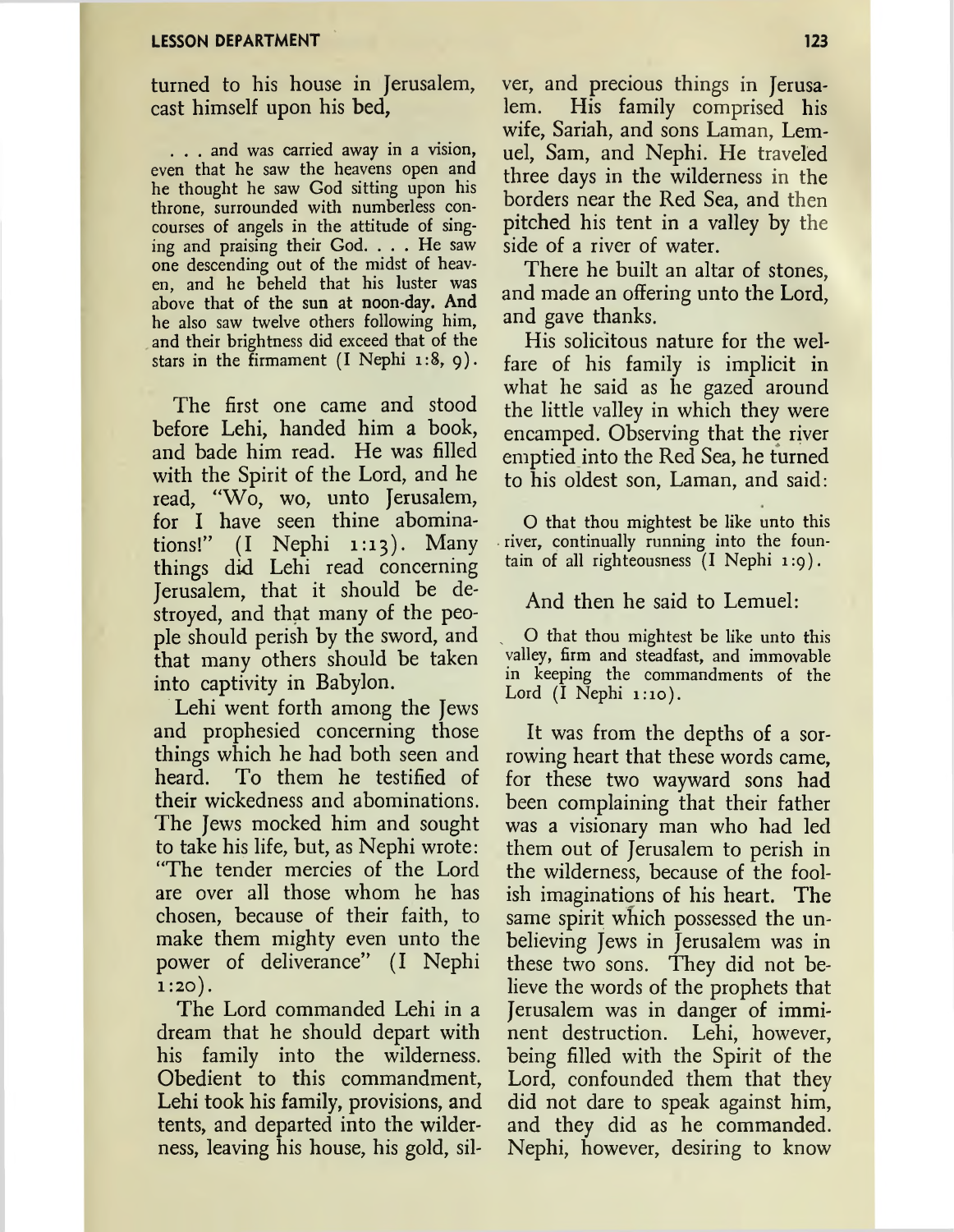turned to his house in Jerusalem, cast himself upon his bed,

> . . . and was carried away in a vision, even that he saw the heavens open and he thought he saw God sitting upon his throne, surrounded with numberless concourses of angels in the attitude of singing and praising their God. . . . He saw one descending out of the midst of heaven, and he beheld that his luster was above that of the sun at noon-day. And he also saw twelve others following him, and their brightness did exceed that of the stars in the firmament (I Nephi 1:8, 9).

The first one came and stood before Lehi, handed him a book, and bade him read. He was filled with the Spirit of the Lord, and he read, "Wo, wo, unto Jerusalem, for I have seen thine abominations!" (I Nephi 1:13). Many things did Lehi read concerning Jerusalem, that it should be destroyed, and that many of the people should perish by the sword, and that many others should be taken into captivity in Babylon.

Lehi went forth among the Jews and prophesied concerning those things which he had both seen and heard. To them he testified of their wickedness and abominations. The Jews mocked him and sought to take his life, but, as Nephi wrote: "The tender mercies of the Lord are over all those whom he has chosen, because of their faith, to make them mighty even unto the power of deliverance" (I Nephi 1:20).

The Lord commanded Lehi in a dream that he should depart with his family into the wilderness. Obedient to this commandment, Lehi took his family, provisions, and tents, and departed into the wilderness, leaving his house, his gold, silver, and precious things in Jerusalem. His family comprised his wife, Sariah, and sons Laman, Lemuel, Sam, and Nephi. He traveled three days in the wilderness in the borders near the Red Sea, and then pitched his tent in a valley by the side of a river of water.

There he built an altar of stones, and made an offering unto the Lord, and gave thanks.

His solicitous nature for the welfare of his family is implicit in what he said as he gazed around the little valley in which they were encamped. Observing that the river emptied into the Red Sea, he turned to his oldest son, Laman, and said:

> O that thou mightest be like unto this river, continually running into the fountain of all righteousness (I Nephi 1:9).

And then he said to Lemuel:

> O that thou mightest be like unto this valley, firm and steadfast, and immovable in keeping the commandments of the Lord (I Nephi 1:10).

It was from the depths of a sorrowing heart that these words came, for these two wayward sons had been complaining that their father was a visionary man who had led them out of Jerusalem to perish in the wilderness, because of the foolish imaginations of his heart. The same spirit which possessed the unbelieving Jews in Jerusalem was in these two sons. They did not believe the words of the prophets that Jerusalem was in danger of imminent destruction. Lehi, however, being filled with the Spirit of the Lord, confounded them that they did not dare to speak against him, and they did as he commanded. Nephi, however, desiring to know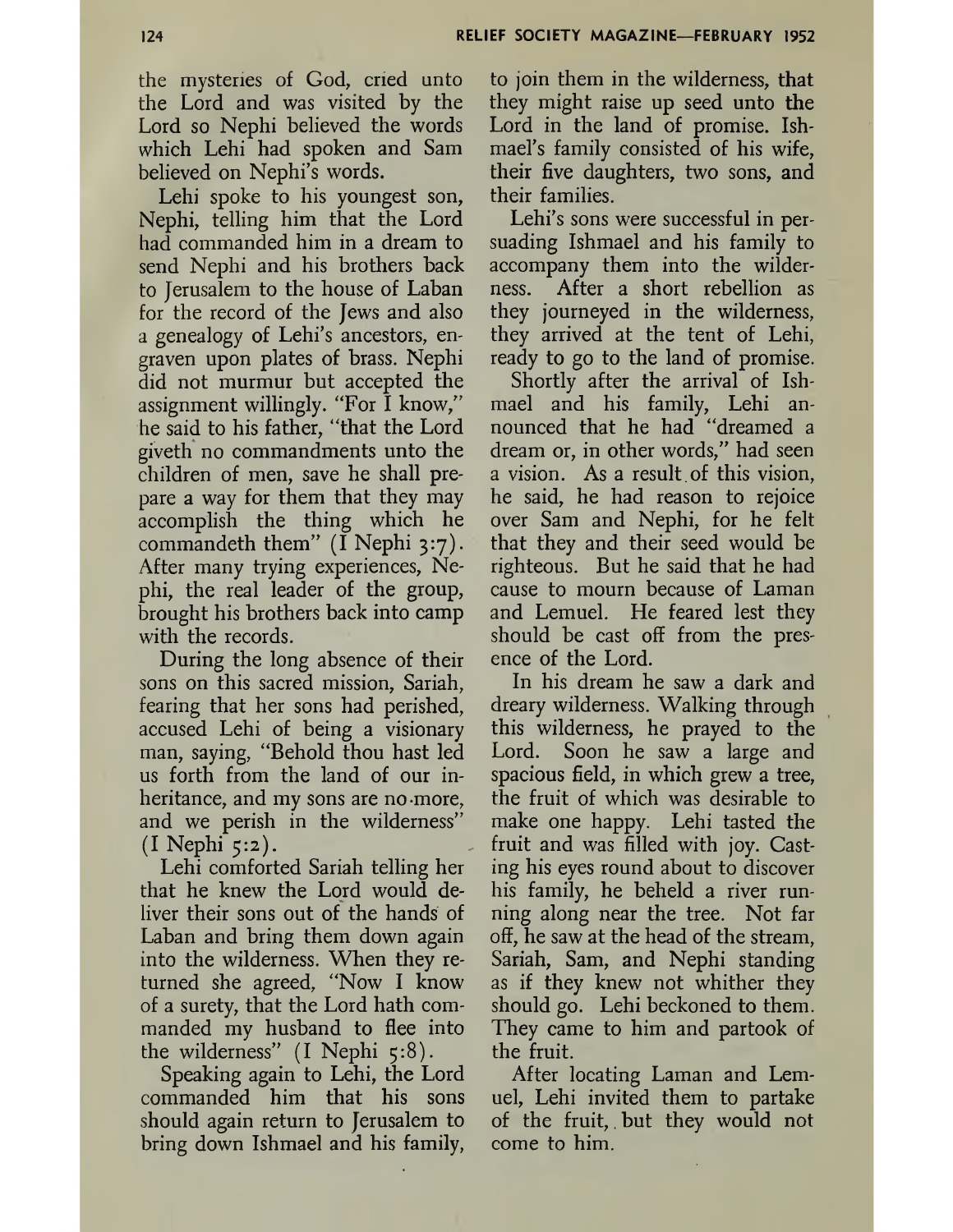the mysteries of God, cried unto the Lord and was visited by the Lord so Nephi believed the words which Lehi had spoken and Sam believed on Nephi's words.

Lehi spoke to his youngest son, Nephi, telling him that the Lord had commanded him in a dream to send Nephi and his brothers back to Jerusalem to the house of Laban for the record of the Jews and also a genealogy of Lehi's ancestors, engraven upon plates of brass. Nephi did not murmur but accepted the assignment willingly. "For I know," he said to his father, "that the Lord giveth no commandments unto the children of men, save he shall prepare a way for them that they may accomplish the thing which he commandeth them" (I Nephi 3:7). After many trying experiences, Nephi, the real leader of the group, brought his brothers back into camp with the records.

During the long absence of their sons on this sacred mission, Sariah, fearing that her sons had perished, accused Lehi of being a visionary man, saying, "Behold thou hast led us forth from the land of our inheritance, and my sons are no more, and we perish in the wilderness" (I Nephi 5:2).

Lehi comforted Sariah telling her that he knew the Lord would deliver their sons out of the hands of Laban and bring them down again into the wilderness. When they returned she agreed, "Now I know of a surety, that the Lord hath commanded my husband to flee into the wilderness" (I Nephi 5:8).

Speaking again to Lehi, the Lord commanded him that his sons should again return to Jerusalem to bring down Ishmael and his family, to join them in the wilderness, that they might raise up seed unto the Lord in the land of promise. Ishmael's family consisted of his wife, their five daughters, two sons, and their families.

Lehi's sons were successful in persuading Ishmael and his family to accompany them into the wilderness. After a short rebellion as they journeyed in the wilderness, they arrived at the tent of Lehi, ready to go to the land of promise.

Shortly after the arrival of Ishmael and his family, Lehi announced that he had "dreamed a dream or, in other words," had seen a vision. As a result of this vision, he said, he had reason to rejoice over Sam and Nephi, for he felt that they and their seed would be righteous. But he said that he had cause to mourn because of Laman and Lemuel. He feared lest they should be cast off from the presence of the Lord.

In his dream he saw a dark and dreary wilderness. Walking through this wilderness, he prayed to the Lord. Soon he saw a large and spacious field, in which grew a tree, the fruit of which was desirable to make one happy. Lehi tasted the fruit and was filled with joy. Casting his eyes round about to discover his family, he beheld a river running along near the tree. Not far off, he saw at the head of the stream, Sariah, Sam, and Nephi standing as if they knew not whither they should go. Lehi beckoned to them. They came to him and partook of the fruit.

After locating Laman and Lemuel, Lehi invited them to partake of the fruit, but they would not come to him.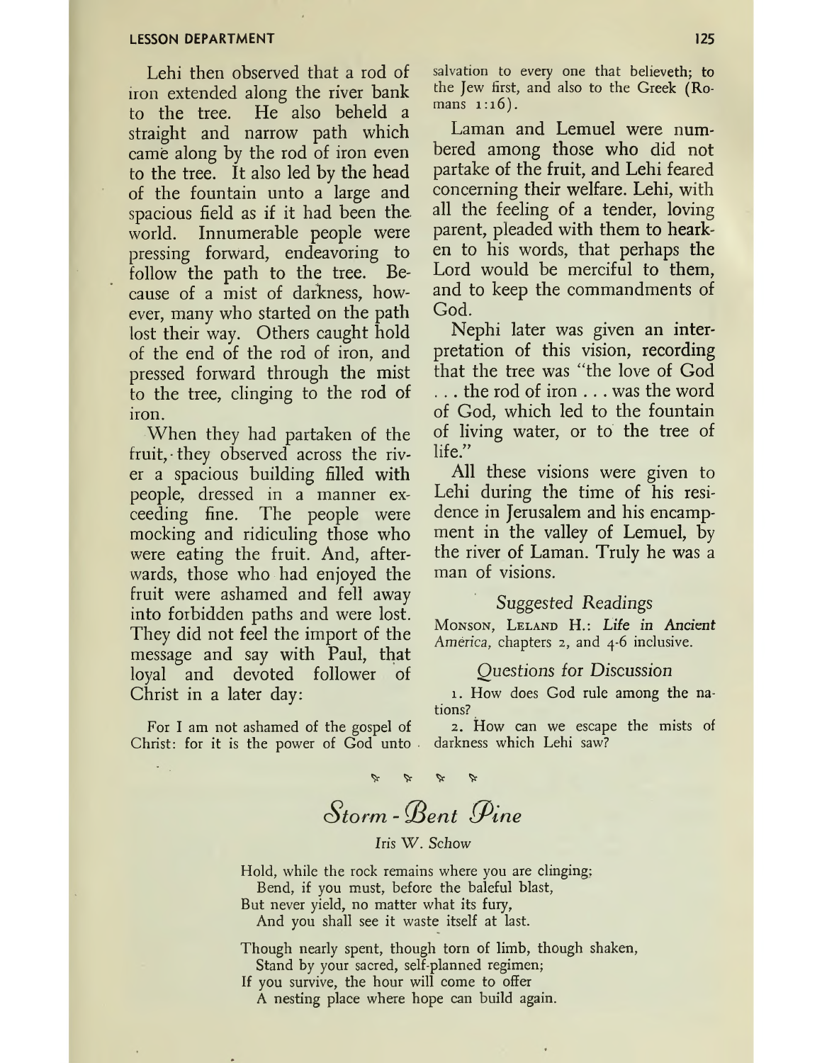Lehi then observed that a rod of iron extended along the river bank to the tree. He also beheld a straight and narrow path which came along by the rod of iron even to the tree. It also led by the head of the fountain unto a large and spacious field as if it had been the world. Innumerable people were pressing forward, endeavoring to follow the path to the tree. Because of a mist of darkness, however, many who started on the path lost their way. Others caught hold of the end of the rod of iron, and pressed forward through the mist to the tree, clinging to the rod of iron.

When they had partaken of the fruit, they observed across the river a spacious building filled with people, dressed in a manner exceeding fine. The people were mocking and ridiculing those who were eating the fruit. And, afterwards, those who had enjoyed the fruit were ashamed and fell away into forbidden paths and were lost. They did not feel the import of the message and say with Paul, that loyal and devoted follower of Christ in a later day:

> For I am not ashamed of the gospel of Christ: for it is the power of God unto salvation to every one that believeth; to the Jew first, and also to the Greek (Romans 1:16).

Laman and Lemuel were numbered among those who did not partake of the fruit, and Lehi feared concerning their welfare. Lehi, with all the feeling of a tender, loving parent, pleaded with them to hearken to his words, that perhaps the Lord would be merciful to them, and to keep the commandments of God.

Nephi later was given an interpretation of this vision, recording that the tree was "the love of God . . . the rod of iron . . . was the word of God, which led to the fountain of living water, or to the tree of life."

All these visions were given to Lehi during the time of his residence in Jerusalem and his encampment in the valley of Lemuel, by the river of Laman. Truly he was a man of visions.

### *Suggested Readings*

Monson, Leland H.: *Life in Ancient America*, chapters 2, and 4-6 inclusive.

### *Questions for Discussion*

1. How does God rule among the nations?
2. How can we escape the mists of darkness which Lehi saw?

## *Storm-Bent Pine*

*Iris W. Schow*

Hold, while the rock remains where you are clinging;
Bend, if you must, before the baleful blast,
But never yield, no matter what its fury,
And you shall see it waste itself at last.

Though nearly spent, though torn of limb, though shaken,
Stand by your sacred, self-planned regimen;
If you survive, the hour will come to offer
A nesting place where hope can build again.